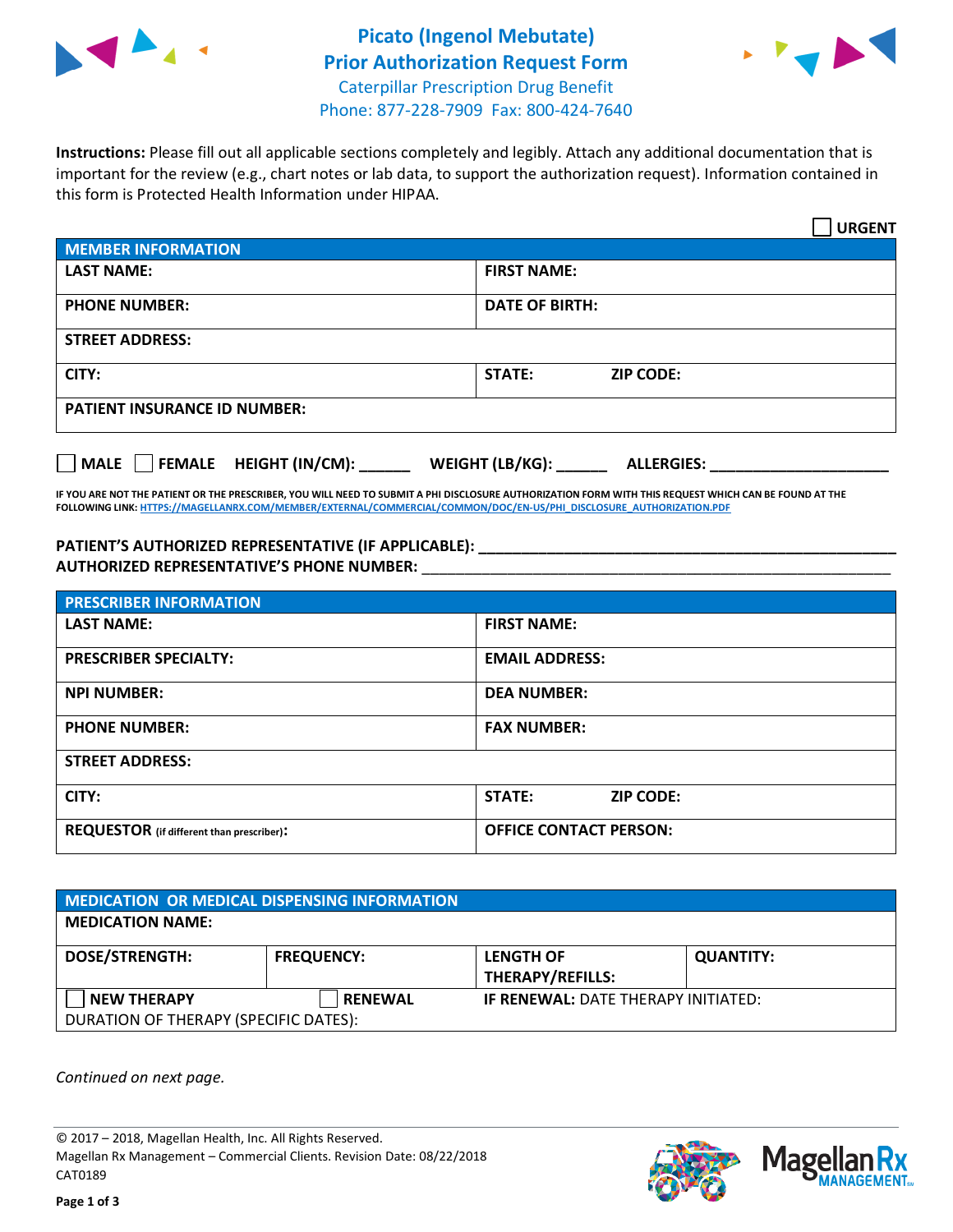# Picato (Ingenol Mebutate)
# Prior Authorization Request Form

Caterpillar Prescription Drug Benefit
Phone: 877-228-7909 Fax: 800-424-7640

**Instructions:** Please fill out all applicable sections completely and legibly. Attach any additional documentation that is important for the review (e.g., chart notes or lab data, to support the authorization request). Information contained in this form is Protected Health Information under HIPAA.

☐ **URGENT**

| **MEMBER INFORMATION** | | |
|---|---|---|
| **LAST NAME:** | **FIRST NAME:** | |
| **PHONE NUMBER:** | **DATE OF BIRTH:** | |
| **STREET ADDRESS:** | | |
| **CITY:** | **STATE:** | **ZIP CODE:** |
| **PATIENT INSURANCE ID NUMBER:** | | |

☐ **MALE** ☐ **FEMALE** **HEIGHT (IN/CM):** ______ **WEIGHT (LB/KG):** ______ **ALLERGIES:** ____________________

**IF YOU ARE NOT THE PATIENT OR THE PRESCRIBER, YOU WILL NEED TO SUBMIT A PHI DISCLOSURE AUTHORIZATION FORM WITH THIS REQUEST WHICH CAN BE FOUND AT THE FOLLOWING LINK:** HTTPS://MAGELLANRX.COM/MEMBER/EXTERNAL/COMMERCIAL/COMMON/DOC/EN-US/PHI_DISCLOSURE_AUTHORIZATION.PDF

**PATIENT'S AUTHORIZED REPRESENTATIVE (IF APPLICABLE):** ____________________________________________
**AUTHORIZED REPRESENTATIVE'S PHONE NUMBER:** ____________________________________________

| **PRESCRIBER INFORMATION** | | |
|---|---|---|
| **LAST NAME:** | **FIRST NAME:** | |
| **PRESCRIBER SPECIALTY:** | **EMAIL ADDRESS:** | |
| **NPI NUMBER:** | **DEA NUMBER:** | |
| **PHONE NUMBER:** | **FAX NUMBER:** | |
| **STREET ADDRESS:** | | |
| **CITY:** | **STATE:** | **ZIP CODE:** |
| **REQUESTOR** (if different than prescriber)**:** | **OFFICE CONTACT PERSON:** | |

| **MEDICATION OR MEDICAL DISPENSING INFORMATION** | | | |
|---|---|---|---|
| **MEDICATION NAME:** | | | |
| **DOSE/STRENGTH:** | **FREQUENCY:** | **LENGTH OF THERAPY/REFILLS:** | **QUANTITY:** |
| ☐ **NEW THERAPY** | ☐ **RENEWAL** | **IF RENEWAL:** DATE THERAPY INITIATED: | |
| DURATION OF THERAPY (SPECIFIC DATES): | | | |

*Continued on next page.*

© 2017 – 2018, Magellan Health, Inc. All Rights Reserved.
Magellan Rx Management – Commercial Clients. Revision Date: 08/22/2018
CAT0189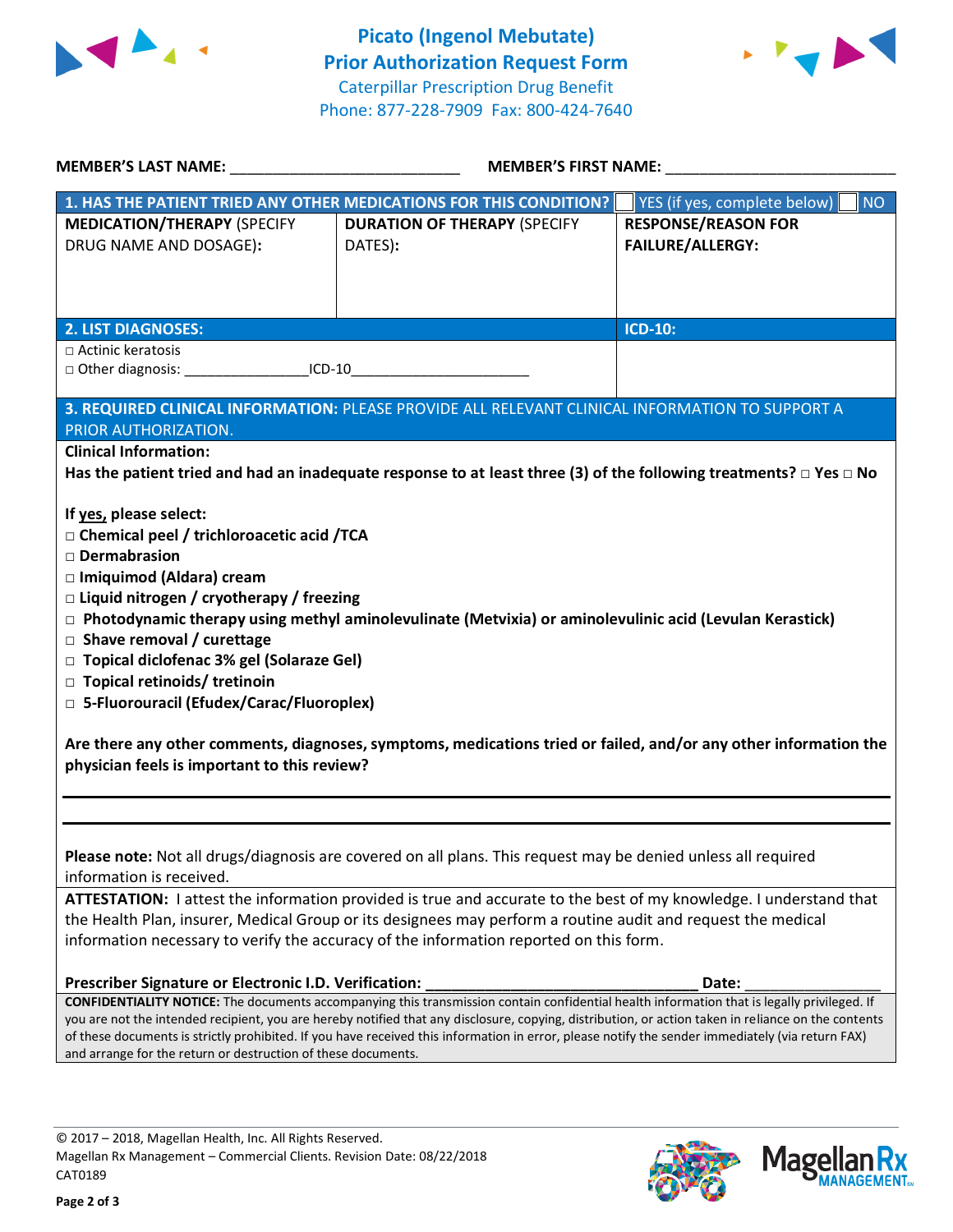# Picato (Ingenol Mebutate)
# Prior Authorization Request Form

Caterpillar Prescription Drug Benefit
Phone: 877-228-7909 Fax: 800-424-7640

**MEMBER'S LAST NAME:** ___________________________ **MEMBER'S FIRST NAME:** ___________________________

| **1. HAS THE PATIENT TRIED ANY OTHER MEDICATIONS FOR THIS CONDITION?** | | ☐ YES (if yes, complete below) ☐ NO |
|---|---|---|
| **MEDICATION/THERAPY** (SPECIFY DRUG NAME AND DOSAGE): | **DURATION OF THERAPY** (SPECIFY DATES): | **RESPONSE/REASON FOR FAILURE/ALLERGY:** |
| | | |

| **2. LIST DIAGNOSES:** | **ICD-10:** |
|---|---|
| □ Actinic keratosis<br>□ Other diagnosis: ________________ICD-10_______________________ | |

**3. REQUIRED CLINICAL INFORMATION:** PLEASE PROVIDE ALL RELEVANT CLINICAL INFORMATION TO SUPPORT A PRIOR AUTHORIZATION.

**Clinical Information:**

**Has the patient tried and had an inadequate response to at least three (3) of the following treatments?** □ **Yes** □ **No**

**If yes, please select:**

- □ **Chemical peel / trichloroacetic acid /TCA**
- □ **Dermabrasion**
- □ **Imiquimod (Aldara) cream**
- □ **Liquid nitrogen / cryotherapy / freezing**
- □ **Photodynamic therapy using methyl aminolevulinate (Metvixia) or aminolevulinic acid (Levulan Kerastick)**
- □ **Shave removal / curettage**
- □ **Topical diclofenac 3% gel (Solaraze Gel)**
- □ **Topical retinoids/ tretinoin**
- □ **5-Fluorouracil (Efudex/Carac/Fluoroplex)**

**Are there any other comments, diagnoses, symptoms, medications tried or failed, and/or any other information the physician feels is important to this review?**

_______________________________________________________________________________

_______________________________________________________________________________

**Please note:** Not all drugs/diagnosis are covered on all plans. This request may be denied unless all required information is received.

**ATTESTATION:** I attest the information provided is true and accurate to the best of my knowledge. I understand that the Health Plan, insurer, Medical Group or its designees may perform a routine audit and request the medical information necessary to verify the accuracy of the information reported on this form.

**Prescriber Signature or Electronic I.D. Verification:** _________________________________ **Date:** ________________

**CONFIDENTIALITY NOTICE:** The documents accompanying this transmission contain confidential health information that is legally privileged. If you are not the intended recipient, you are hereby notified that any disclosure, copying, distribution, or action taken in reliance on the contents of these documents is strictly prohibited. If you have received this information in error, please notify the sender immediately (via return FAX) and arrange for the return or destruction of these documents.

© 2017 – 2018, Magellan Health, Inc. All Rights Reserved.
Magellan Rx Management – Commercial Clients. Revision Date: 08/22/2018
CAT0189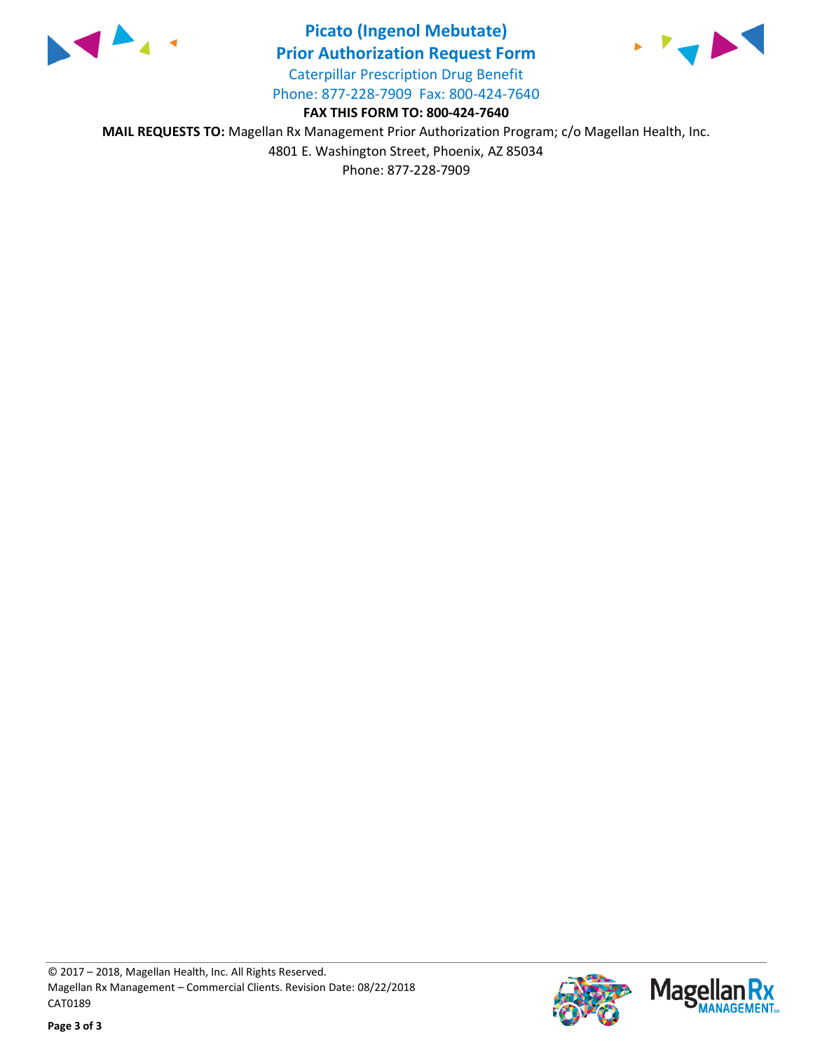# Picato (Ingenol Mebutate)
# Prior Authorization Request Form

Caterpillar Prescription Drug Benefit
Phone: 877-228-7909 Fax: 800-424-7640

**FAX THIS FORM TO: 800-424-7640**

**MAIL REQUESTS TO:** Magellan Rx Management Prior Authorization Program; c/o Magellan Health, Inc.
4801 E. Washington Street, Phoenix, AZ 85034
Phone: 877-228-7909